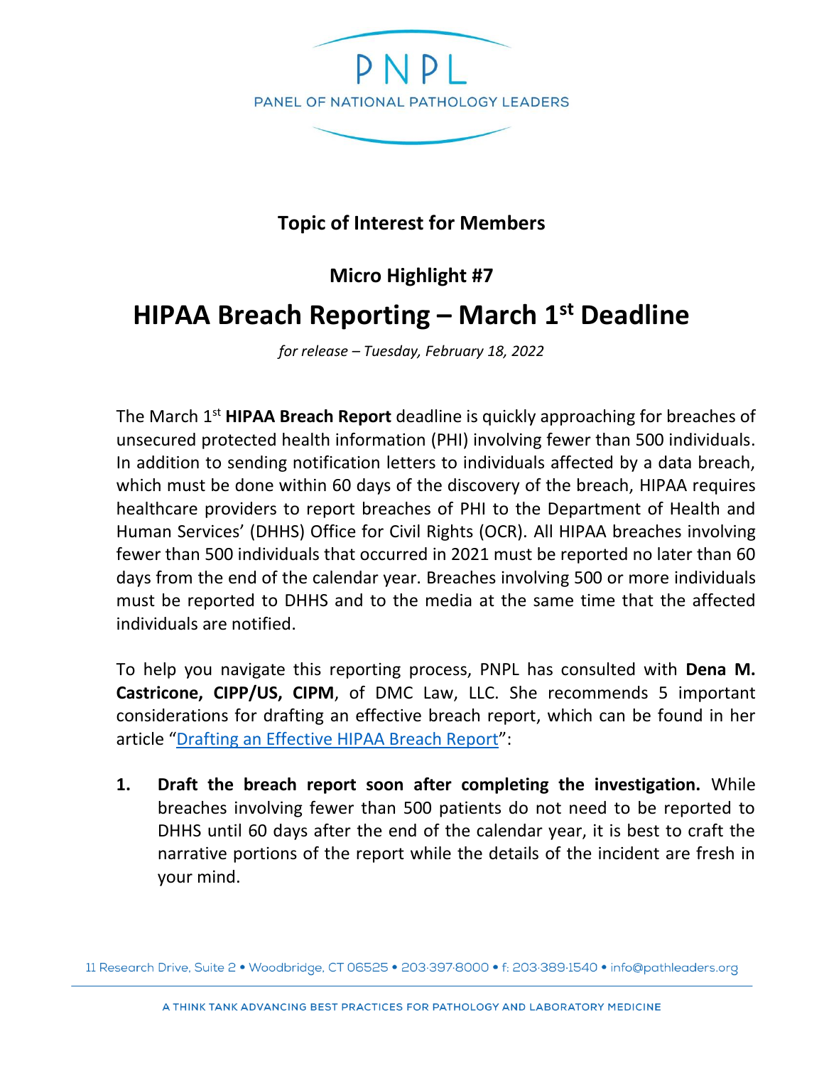PNPL

PANEL OF NATIONAL PATHOLOGY LEADERS

**Topic of Interest for Members**

**Micro Highlight #7**

# HIPAA Breach Reporting – March 1st Deadline

*for release – Tuesday, February 18, 2022*

The March 1st **HIPAA Breach Report** deadline is quickly approaching for breaches of unsecured protected health information (PHI) involving fewer than 500 individuals. In addition to sending notification letters to individuals affected by a data breach, which must be done within 60 days of the discovery of the breach, HIPAA requires healthcare providers to report breaches of PHI to the Department of Health and Human Services' (DHHS) Office for Civil Rights (OCR). All HIPAA breaches involving fewer than 500 individuals that occurred in 2021 must be reported no later than 60 days from the end of the calendar year. Breaches involving 500 or more individuals must be reported to DHHS and to the media at the same time that the affected individuals are notified.

To help you navigate this reporting process, PNPL has consulted with **Dena M. Castricone, CIPP/US, CIPM**, of DMC Law, LLC. She recommends 5 important considerations for drafting an effective breach report, which can be found in her article "Drafting an Effective HIPAA Breach Report":

1. **Draft the breach report soon after completing the investigation.** While breaches involving fewer than 500 patients do not need to be reported to DHHS until 60 days after the end of the calendar year, it is best to craft the narrative portions of the report while the details of the incident are fresh in your mind.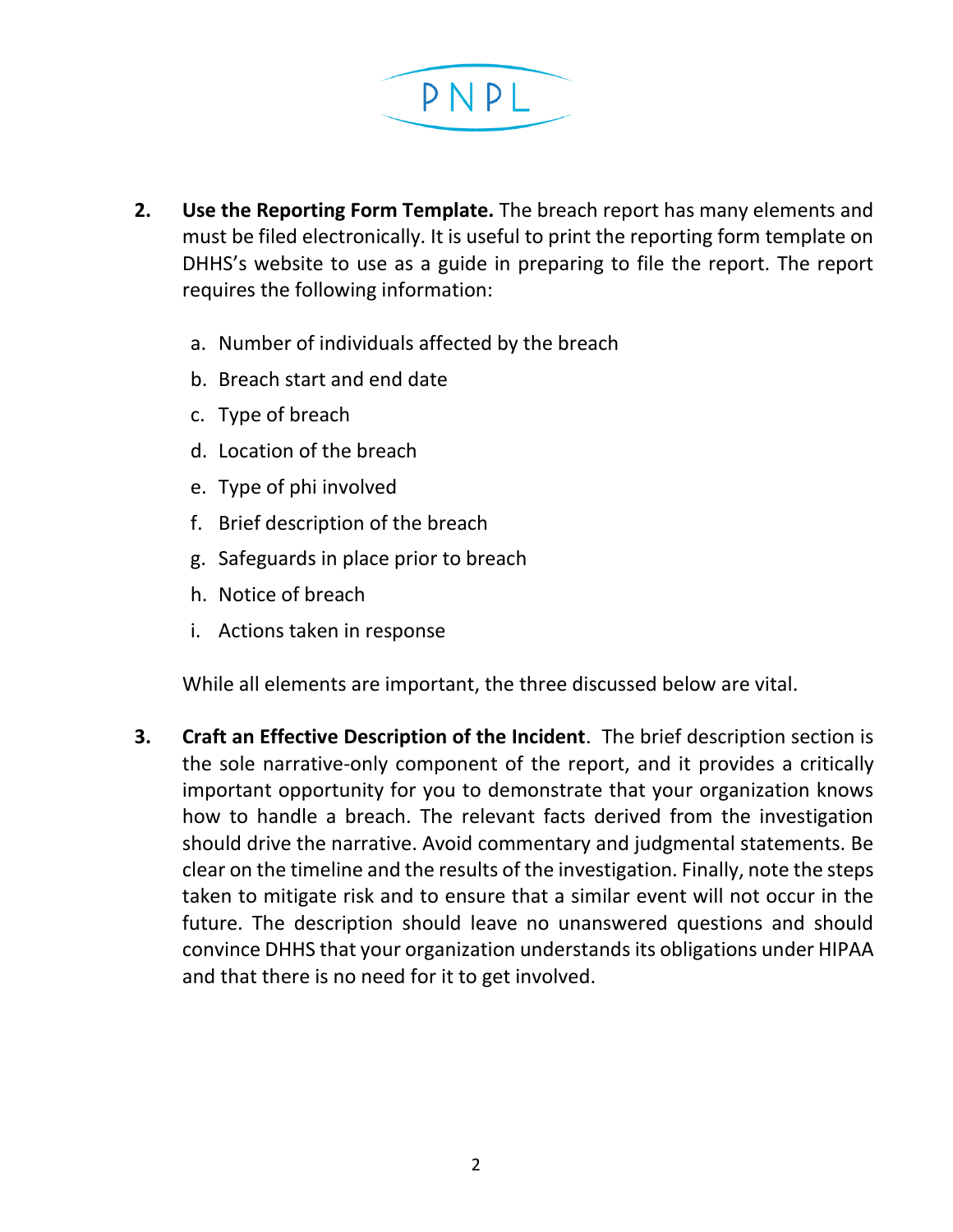2. **Use the Reporting Form Template.** The breach report has many elements and must be filed electronically. It is useful to print the reporting form template on DHHS's website to use as a guide in preparing to file the report. The report requires the following information:

   a. Number of individuals affected by the breach
   b. Breach start and end date
   c. Type of breach
   d. Location of the breach
   e. Type of phi involved
   f. Brief description of the breach
   g. Safeguards in place prior to breach
   h. Notice of breach
   i. Actions taken in response

   While all elements are important, the three discussed below are vital.

3. **Craft an Effective Description of the Incident**. The brief description section is the sole narrative-only component of the report, and it provides a critically important opportunity for you to demonstrate that your organization knows how to handle a breach. The relevant facts derived from the investigation should drive the narrative. Avoid commentary and judgmental statements. Be clear on the timeline and the results of the investigation. Finally, note the steps taken to mitigate risk and to ensure that a similar event will not occur in the future. The description should leave no unanswered questions and should convince DHHS that your organization understands its obligations under HIPAA and that there is no need for it to get involved.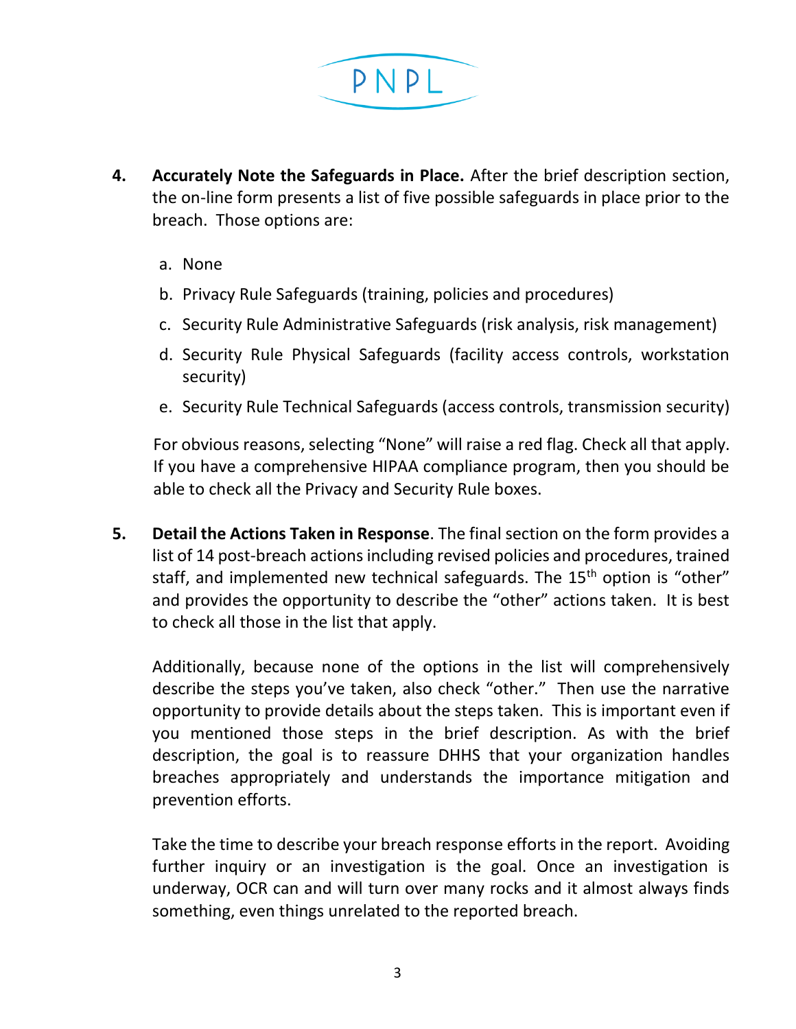4. **Accurately Note the Safeguards in Place.** After the brief description section, the on-line form presents a list of five possible safeguards in place prior to the breach. Those options are:

    a. None

    b. Privacy Rule Safeguards (training, policies and procedures)

    c. Security Rule Administrative Safeguards (risk analysis, risk management)

    d. Security Rule Physical Safeguards (facility access controls, workstation security)

    e. Security Rule Technical Safeguards (access controls, transmission security)

    For obvious reasons, selecting "None" will raise a red flag. Check all that apply. If you have a comprehensive HIPAA compliance program, then you should be able to check all the Privacy and Security Rule boxes.

5. **Detail the Actions Taken in Response**. The final section on the form provides a list of 14 post-breach actions including revised policies and procedures, trained staff, and implemented new technical safeguards. The 15th option is "other" and provides the opportunity to describe the "other" actions taken. It is best to check all those in the list that apply.

    Additionally, because none of the options in the list will comprehensively describe the steps you've taken, also check "other." Then use the narrative opportunity to provide details about the steps taken. This is important even if you mentioned those steps in the brief description. As with the brief description, the goal is to reassure DHHS that your organization handles breaches appropriately and understands the importance mitigation and prevention efforts.

    Take the time to describe your breach response efforts in the report. Avoiding further inquiry or an investigation is the goal. Once an investigation is underway, OCR can and will turn over many rocks and it almost always finds something, even things unrelated to the reported breach.